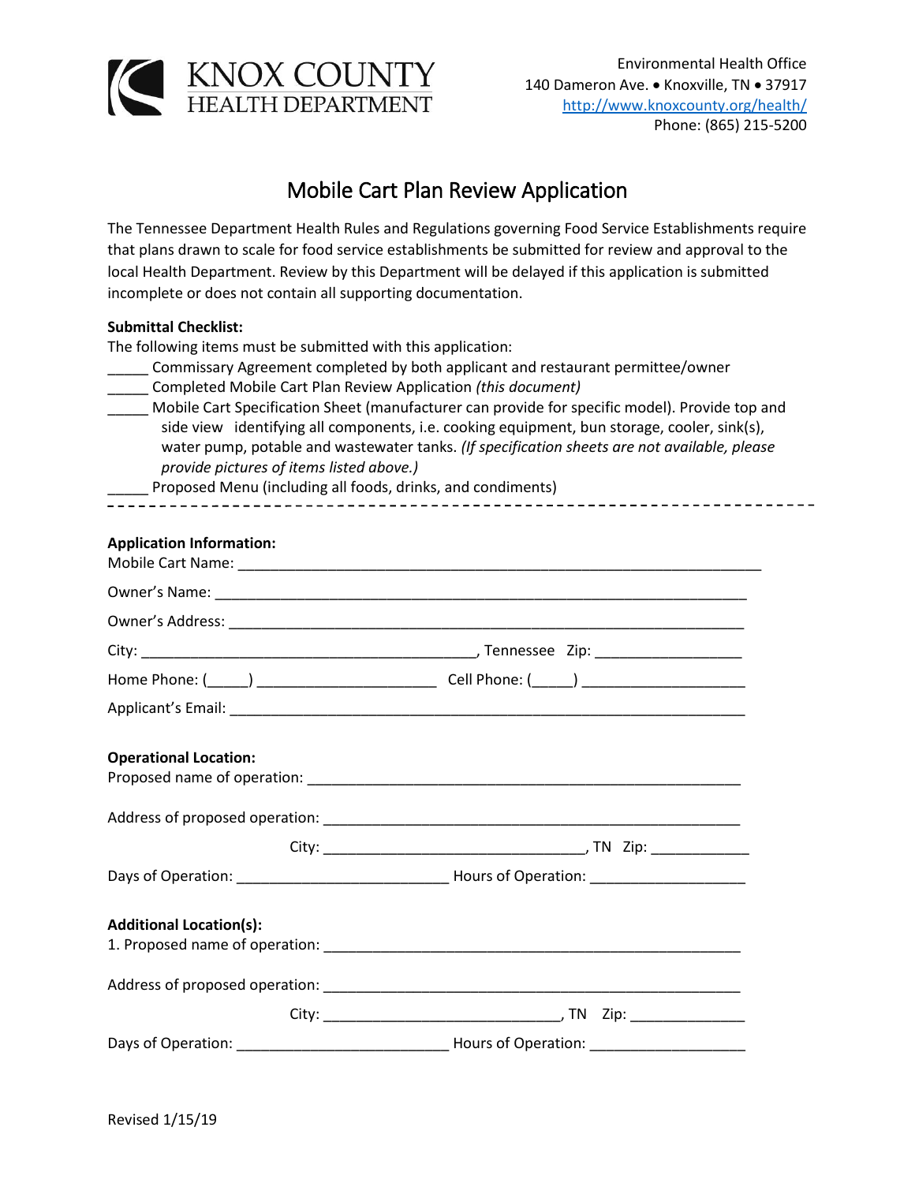KNOX COUNTY
HEALTH DEPARTMENT

Environmental Health Office
140 Dameron Ave. • Knoxville, TN • 37917
http://www.knoxcounty.org/health/
Phone: (865) 215-5200

# Mobile Cart Plan Review Application

The Tennessee Department Health Rules and Regulations governing Food Service Establishments require that plans drawn to scale for food service establishments be submitted for review and approval to the local Health Department. Review by this Department will be delayed if this application is submitted incomplete or does not contain all supporting documentation.

**Submittal Checklist:**

The following items must be submitted with this application:

_____ Commissary Agreement completed by both applicant and restaurant permittee/owner

_____ Completed Mobile Cart Plan Review Application *(this document)*

_____ Mobile Cart Specification Sheet (manufacturer can provide for specific model). Provide top and side view identifying all components, i.e. cooking equipment, bun storage, cooler, sink(s), water pump, potable and wastewater tanks. *(If specification sheets are not available, please provide pictures of items listed above.)*

_____ Proposed Menu (including all foods, drinks, and condiments)

---

**Application Information:**

Mobile Cart Name: ___________________________________________________________________

Owner's Name: ______________________________________________________________________

Owner's Address: ____________________________________________________________________

City: _________________________________________, Tennessee Zip: __________________

Home Phone: (_____) _____________________ Cell Phone: (_____) ___________________

Applicant's Email: ___________________________________________________________________

**Operational Location:**

Proposed name of operation: _________________________________________________________

Address of proposed operation: _______________________________________________________

City: _______________________________, TN Zip: ____________

Days of Operation: _________________________ Hours of Operation: ___________________

**Additional Location(s):**

1. Proposed name of operation: _______________________________________________________

Address of proposed operation: _______________________________________________________

City: ____________________________, TN Zip: ______________

Days of Operation: _________________________ Hours of Operation: ___________________

Revised 1/15/19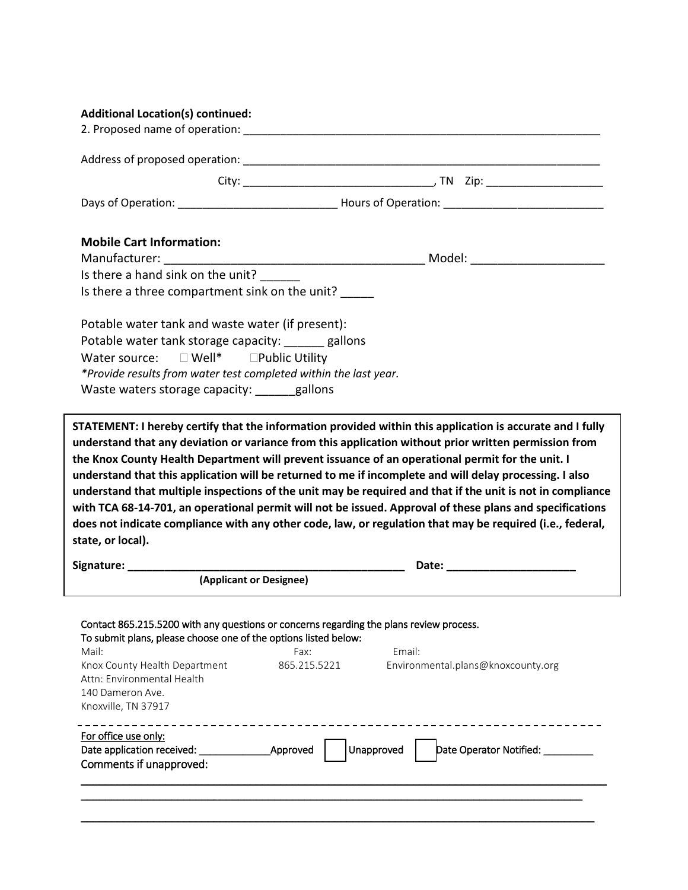**Additional Location(s) continued:**

2. Proposed name of operation: ______________________________________________________________

Address of proposed operation: ______________________________________________________________

City: _______________________________, TN Zip: ___________________

Days of Operation: _________________________ Hours of Operation: __________________________

## Mobile Cart Information:

Manufacturer: _______________________________________ Model: ____________________

Is there a hand sink on the unit? ______

Is there a three compartment sink on the unit? _____

Potable water tank and waste water (if present):

Potable water tank storage capacity: ______ gallons

Water source: ☐ Well* ☐ Public Utility

*\*Provide results from water test completed within the last year.*

Waste waters storage capacity: ______gallons

**STATEMENT: I hereby certify that the information provided within this application is accurate and I fully understand that any deviation or variance from this application without prior written permission from the Knox County Health Department will prevent issuance of an operational permit for the unit. I understand that this application will be returned to me if incomplete and will delay processing. I also understand that multiple inspections of the unit may be required and that if the unit is not in compliance with TCA 68-14-701, an operational permit will not be issued. Approval of these plans and specifications does not indicate compliance with any other code, law, or regulation that may be required (i.e., federal, state, or local).**

**Signature: _______________________________________________ Date: _____________________**

**(Applicant or Designee)**

Contact 865.215.5200 with any questions or concerns regarding the plans review process.

To submit plans, please choose one of the options listed below:

| Mail: | Fax: | Email: |
| --- | --- | --- |
| Knox County Health Department<br>Attn: Environmental Health<br>140 Dameron Ave.<br>Knoxville, TN 37917 | 865.215.5221 | Environmental.plans@knoxcounty.org |

For office use only:

Date application received: _____________ Approved ☐ Unapproved ☐ Date Operator Notified: _________

Comments if unapproved:

_______________________________________________________________________________________

_______________________________________________________________________________________

_______________________________________________________________________________________